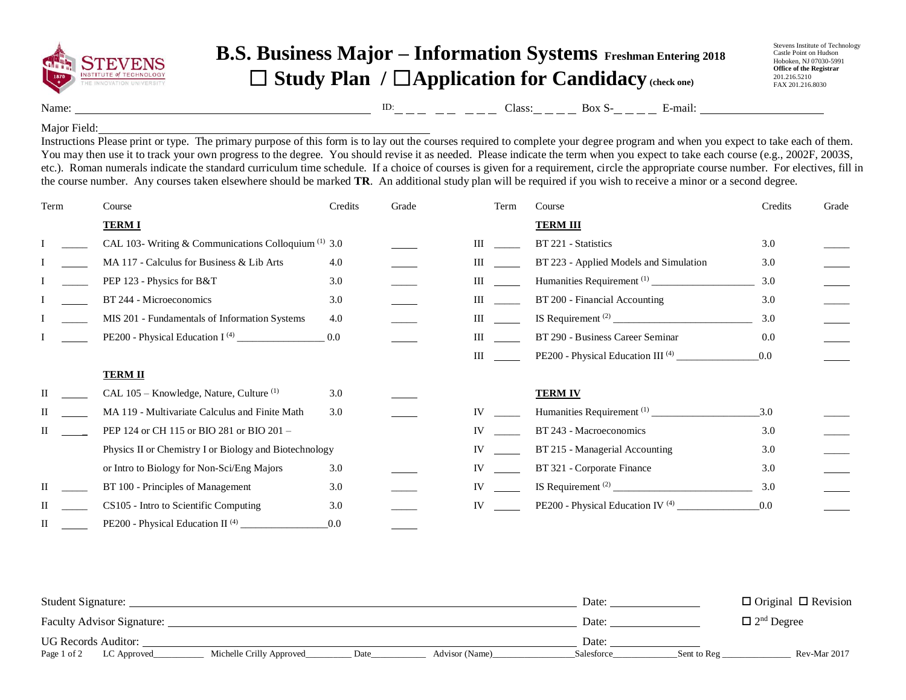STEVENS INSTITUTE of TECHNOLOGY
THE INNOVATION UNIVERSITY

# B.S. Business Major – Information Systems Freshman Entering 2018

## ☐ Study Plan / ☐ Application for Candidacy (check one)

Stevens Institute of Technology
Castle Point on Hudson
Hoboken, NJ 07030-5991
**Office of the Registrar**
201.216.5210
FAX 201.216.8030

Name: ______________________ ID: _ _ _ _ _ _ _ _ Class: _ _ _ _ Box S- _ _ _ _ E-mail: ______________

Major Field: ______________________

Instructions Please print or type. The primary purpose of this form is to lay out the courses required to complete your degree program and when you expect to take each of them. You may then use it to track your own progress to the degree. You should revise it as needed. Please indicate the term when you expect to take each course (e.g., 2002F, 2003S, etc.). Roman numerals indicate the standard curriculum time schedule. If a choice of courses is given for a requirement, circle the appropriate course number. For electives, fill in the course number. Any courses taken elsewhere should be marked **TR**. An additional study plan will be required if you wish to receive a minor or a second degree.

| Term | | Course | Credits | Grade |
|---|---|---|---|---|
| | | **TERM I** | | |
| I | _____ | CAL 103- Writing & Communications Colloquium [1] | 3.0 | _____ |
| I | _____ | MA 117 - Calculus for Business & Lib Arts | 4.0 | _____ |
| I | _____ | PEP 123 - Physics for B&T | 3.0 | _____ |
| I | _____ | BT 244 - Microeconomics | 3.0 | _____ |
| I | _____ | MIS 201 - Fundamentals of Information Systems | 4.0 | _____ |
| I | _____ | PE200 - Physical Education I [4] ______________ | 0.0 | _____ |
| | | **TERM II** | | |
| II | _____ | CAL 105 – Knowledge, Nature, Culture [1] | 3.0 | _____ |
| II | _____ | MA 119 - Multivariate Calculus and Finite Math | 3.0 | _____ |
| II | _____ | PEP 124 or CH 115 or BIO 281 or BIO 201 – Physics II or Chemistry I or Biology and Biotechnology or Intro to Biology for Non-Sci/Eng Majors | 3.0 | _____ |
| II | _____ | BT 100 - Principles of Management | 3.0 | _____ |
| II | _____ | CS105 - Intro to Scientific Computing | 3.0 | _____ |
| II | _____ | PE200 - Physical Education II [4] ______________ | 0.0 | _____ |

| Term | | Course | Credits | Grade |
|---|---|---|---|---|
| | | **TERM III** | | |
| III | _____ | BT 221 - Statistics | 3.0 | _____ |
| III | _____ | BT 223 - Applied Models and Simulation | 3.0 | _____ |
| III | _____ | Humanities Requirement [1] ______________ | 3.0 | _____ |
| III | _____ | BT 200 - Financial Accounting | 3.0 | _____ |
| III | _____ | IS Requirement [2] ______________ | 3.0 | _____ |
| III | _____ | BT 290 - Business Career Seminar | 0.0 | _____ |
| III | _____ | PE200 - Physical Education III [4] ______________ | 0.0 | _____ |
| | | **TERM IV** | | |
| IV | _____ | Humanities Requirement [1] ______________ | 3.0 | _____ |
| IV | _____ | BT 243 - Macroeconomics | 3.0 | _____ |
| IV | _____ | BT 215 - Managerial Accounting | 3.0 | _____ |
| IV | _____ | BT 321 - Corporate Finance | 3.0 | _____ |
| IV | _____ | IS Requirement [2] ______________ | 3.0 | _____ |
| IV | _____ | PE200 - Physical Education IV [4] ______________ | 0.0 | _____ |

Student Signature: ______________________ Date: __________ ☐ Original ☐ Revision

Faculty Advisor Signature: ______________________ Date: __________ ☐ 2nd Degree

UG Records Auditor: ______________________ Date: __________

LC Approved__________ Michelle Crilly Approved__________ Date__________ Advisor (Name)__________ Salesforce__________ Sent to Reg __________ Rev-Mar 2017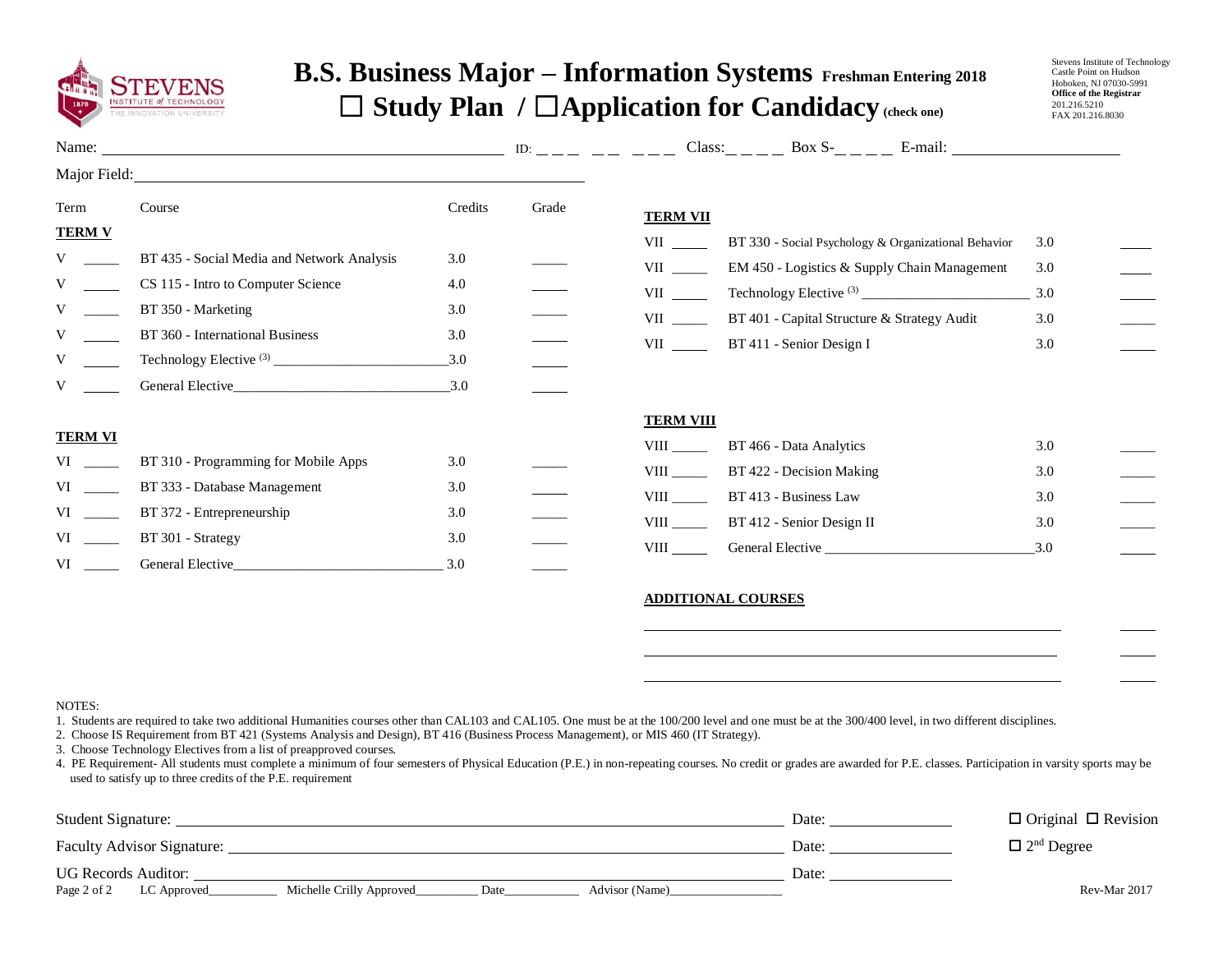# B.S. Business Major – Information Systems Freshman Entering 2018

## ☐ Study Plan / ☐Application for Candidacy (check one)

Stevens Institute of Technology
Castle Point on Hudson
Hoboken, NJ 07030-5991
**Office of the Registrar**
201.216.5210
FAX 201.216.8030

Name: ____________________ ID: _ _ _ _ _ _ _ _ Class:_ _ _ _ Box S-_ _ _ _ E-mail: ____________

Major Field: ____________________

| Term | Course | Credits | Grade |
|---|---|---|---|
| **TERM V** | | | |
| V _____ | BT 435 - Social Media and Network Analysis | 3.0 | _____ |
| V _____ | CS 115 - Intro to Computer Science | 4.0 | _____ |
| V _____ | BT 350 - Marketing | 3.0 | _____ |
| V _____ | BT 360 - International Business | 3.0 | _____ |
| V _____ | Technology Elective (3) ____________ | 3.0 | _____ |
| V _____ | General Elective ____________ | 3.0 | _____ |
| **TERM VI** | | | |
| VI _____ | BT 310 - Programming for Mobile Apps | 3.0 | _____ |
| VI _____ | BT 333 - Database Management | 3.0 | _____ |
| VI _____ | BT 372 - Entrepreneurship | 3.0 | _____ |
| VI _____ | BT 301 - Strategy | 3.0 | _____ |
| VI _____ | General Elective ____________ | 3.0 | _____ |
| **TERM VII** | | | |
| VII _____ | BT 330 - Social Psychology & Organizational Behavior | 3.0 | _____ |
| VII _____ | EM 450 - Logistics & Supply Chain Management | 3.0 | _____ |
| VII _____ | Technology Elective (3) ____________ | 3.0 | _____ |
| VII _____ | BT 401 - Capital Structure & Strategy Audit | 3.0 | _____ |
| VII _____ | BT 411 - Senior Design I | 3.0 | _____ |
| **TERM VIII** | | | |
| VIII _____ | BT 466 - Data Analytics | 3.0 | _____ |
| VIII _____ | BT 422 - Decision Making | 3.0 | _____ |
| VIII _____ | BT 413 - Business Law | 3.0 | _____ |
| VIII _____ | BT 412 - Senior Design II | 3.0 | _____ |
| VIII _____ | General Elective ____________ | 3.0 | _____ |

**ADDITIONAL COURSES**

____________________ _____

____________________ _____

____________________ _____

NOTES:

1. Students are required to take two additional Humanities courses other than CAL103 and CAL105. One must be at the 100/200 level and one must be at the 300/400 level, in two different disciplines.
2. Choose IS Requirement from BT 421 (Systems Analysis and Design), BT 416 (Business Process Management), or MIS 460 (IT Strategy).
3. Choose Technology Electives from a list of preapproved courses.
4. PE Requirement- All students must complete a minimum of four semesters of Physical Education (P.E.) in non-repeating courses. No credit or grades are awarded for P.E. classes. Participation in varsity sports may be used to satisfy up to three credits of the P.E. requirement

Student Signature: ____________________ Date: __________ ☐ Original ☐ Revision

Faculty Advisor Signature: ____________________ Date: __________ ☐ 2nd Degree

UG Records Auditor: ____________________ Date: __________

LC Approved__________ Michelle Crilly Approved_________ Date___________ Advisor (Name)________________

Rev-Mar 2017